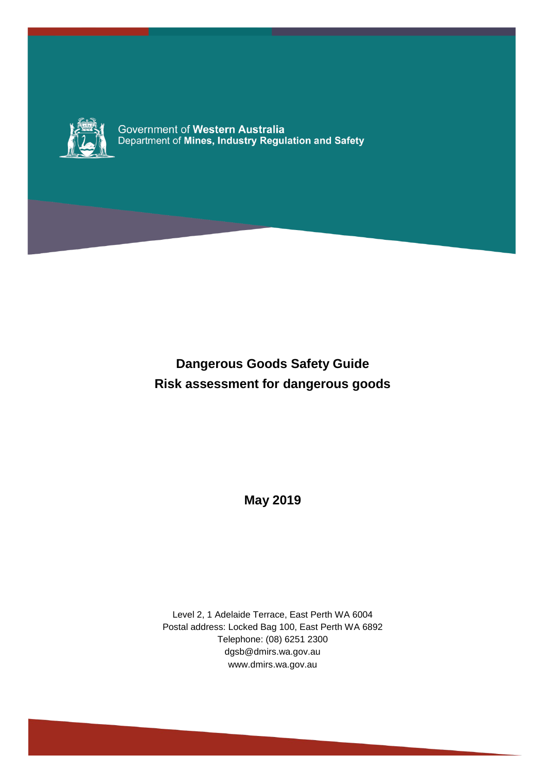Government of **Western Australia**
Department of **Mines, Industry Regulation and Safety**

# Dangerous Goods Safety Guide
# Risk assessment for dangerous goods

**May 2019**

Level 2, 1 Adelaide Terrace, East Perth WA 6004
Postal address: Locked Bag 100, East Perth WA 6892
Telephone: (08) 6251 2300
dgsb@dmirs.wa.gov.au
www.dmirs.wa.gov.au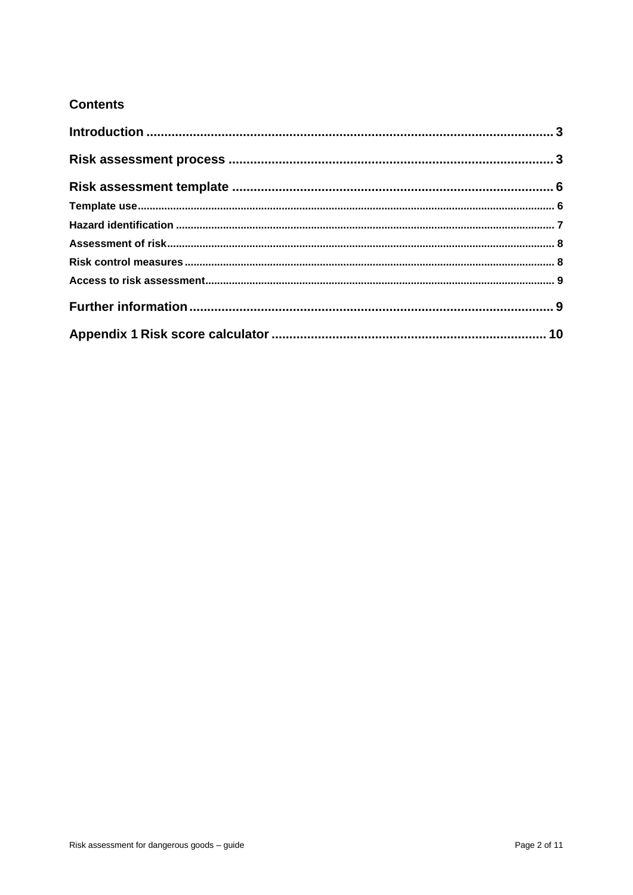## Contents

Introduction ..... 3

Risk assessment process ..... 3

Risk assessment template ..... 6

- Template use ..... 6
- Hazard identification ..... 7
- Assessment of risk ..... 8
- Risk control measures ..... 8
- Access to risk assessment ..... 9

Further information ..... 9

Appendix 1 Risk score calculator ..... 10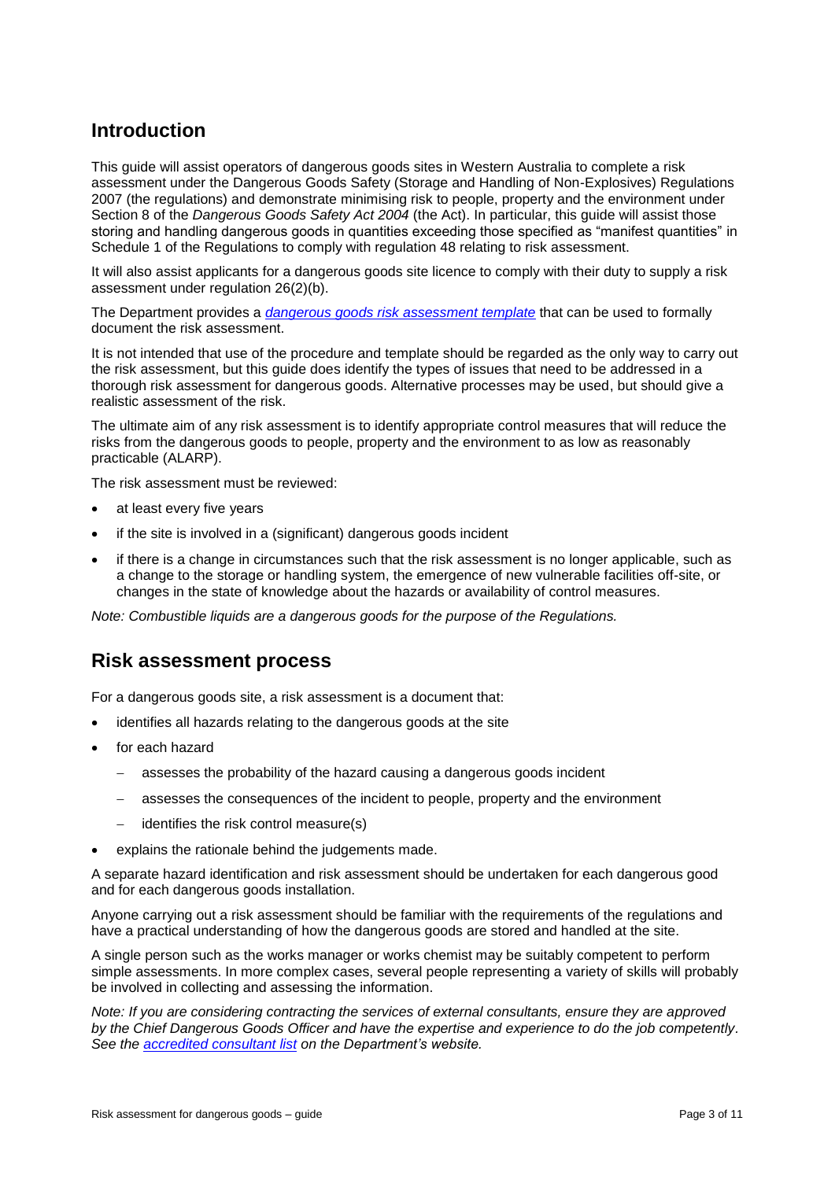## Introduction

This guide will assist operators of dangerous goods sites in Western Australia to complete a risk assessment under the Dangerous Goods Safety (Storage and Handling of Non-Explosives) Regulations 2007 (the regulations) and demonstrate minimising risk to people, property and the environment under Section 8 of the *Dangerous Goods Safety Act 2004* (the Act). In particular, this guide will assist those storing and handling dangerous goods in quantities exceeding those specified as "manifest quantities" in Schedule 1 of the Regulations to comply with regulation 48 relating to risk assessment.

It will also assist applicants for a dangerous goods site licence to comply with their duty to supply a risk assessment under regulation 26(2)(b).

The Department provides a *[dangerous goods risk assessment template]* that can be used to formally document the risk assessment.

It is not intended that use of the procedure and template should be regarded as the only way to carry out the risk assessment, but this guide does identify the types of issues that need to be addressed in a thorough risk assessment for dangerous goods. Alternative processes may be used, but should give a realistic assessment of the risk.

The ultimate aim of any risk assessment is to identify appropriate control measures that will reduce the risks from the dangerous goods to people, property and the environment to as low as reasonably practicable (ALARP).

The risk assessment must be reviewed:

- at least every five years
- if the site is involved in a (significant) dangerous goods incident
- if there is a change in circumstances such that the risk assessment is no longer applicable, such as a change to the storage or handling system, the emergence of new vulnerable facilities off-site, or changes in the state of knowledge about the hazards or availability of control measures.

*Note: Combustible liquids are a dangerous goods for the purpose of the Regulations.*

## Risk assessment process

For a dangerous goods site, a risk assessment is a document that:

- identifies all hazards relating to the dangerous goods at the site
- for each hazard
  - assesses the probability of the hazard causing a dangerous goods incident
  - assesses the consequences of the incident to people, property and the environment
  - identifies the risk control measure(s)
- explains the rationale behind the judgements made.

A separate hazard identification and risk assessment should be undertaken for each dangerous good and for each dangerous goods installation.

Anyone carrying out a risk assessment should be familiar with the requirements of the regulations and have a practical understanding of how the dangerous goods are stored and handled at the site.

A single person such as the works manager or works chemist may be suitably competent to perform simple assessments. In more complex cases, several people representing a variety of skills will probably be involved in collecting and assessing the information.

*Note: If you are considering contracting the services of external consultants, ensure they are approved by the Chief Dangerous Goods Officer and have the expertise and experience to do the job competently. See the [accredited consultant list] on the Department's website.*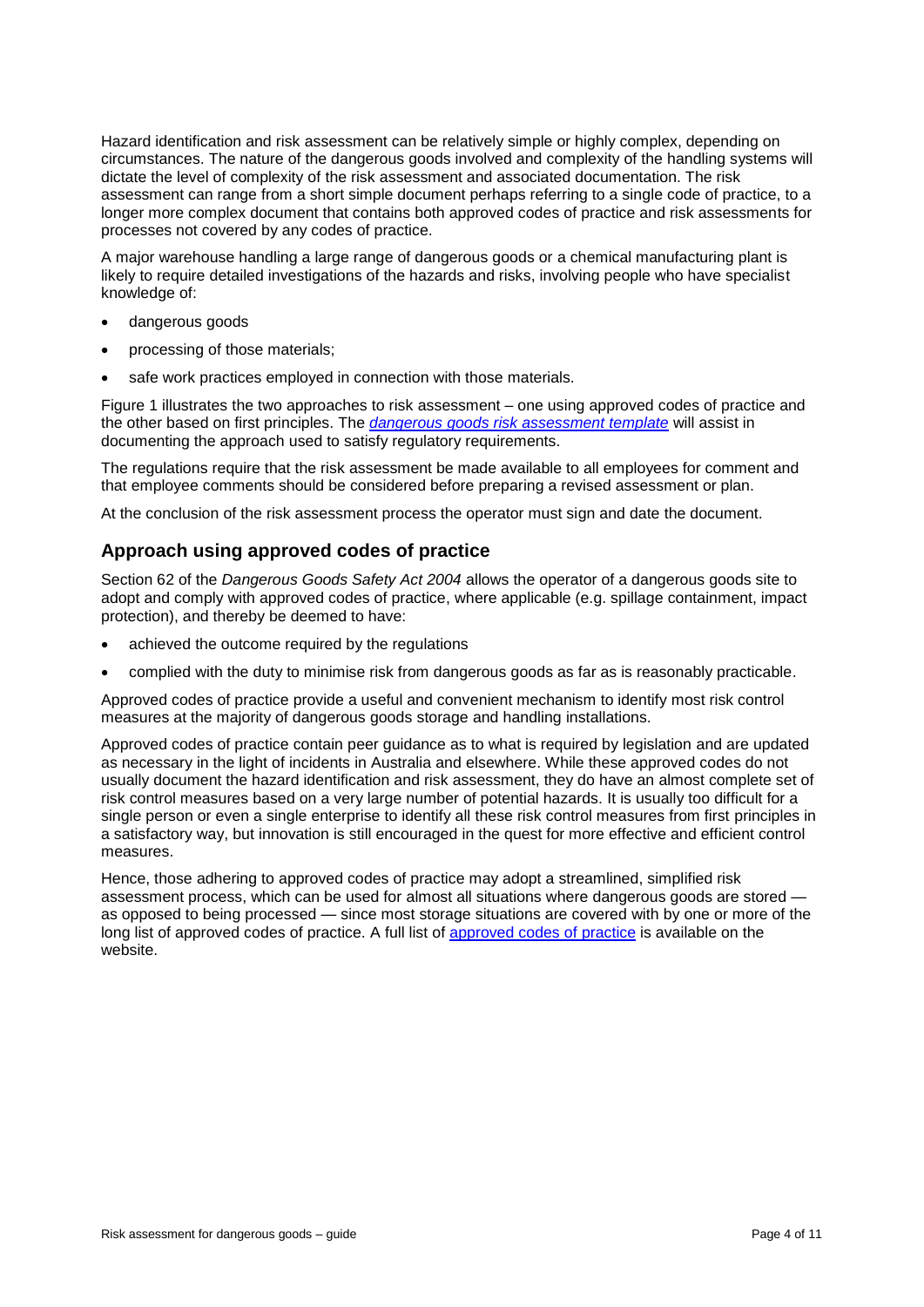Hazard identification and risk assessment can be relatively simple or highly complex, depending on circumstances. The nature of the dangerous goods involved and complexity of the handling systems will dictate the level of complexity of the risk assessment and associated documentation. The risk assessment can range from a short simple document perhaps referring to a single code of practice, to a longer more complex document that contains both approved codes of practice and risk assessments for processes not covered by any codes of practice.

A major warehouse handling a large range of dangerous goods or a chemical manufacturing plant is likely to require detailed investigations of the hazards and risks, involving people who have specialist knowledge of:

- dangerous goods
- processing of those materials;
- safe work practices employed in connection with those materials.

Figure 1 illustrates the two approaches to risk assessment – one using approved codes of practice and the other based on first principles. The *dangerous goods risk assessment template* will assist in documenting the approach used to satisfy regulatory requirements.

The regulations require that the risk assessment be made available to all employees for comment and that employee comments should be considered before preparing a revised assessment or plan.

At the conclusion of the risk assessment process the operator must sign and date the document.

## Approach using approved codes of practice

Section 62 of the *Dangerous Goods Safety Act 2004* allows the operator of a dangerous goods site to adopt and comply with approved codes of practice, where applicable (e.g. spillage containment, impact protection), and thereby be deemed to have:

- achieved the outcome required by the regulations
- complied with the duty to minimise risk from dangerous goods as far as is reasonably practicable.

Approved codes of practice provide a useful and convenient mechanism to identify most risk control measures at the majority of dangerous goods storage and handling installations.

Approved codes of practice contain peer guidance as to what is required by legislation and are updated as necessary in the light of incidents in Australia and elsewhere. While these approved codes do not usually document the hazard identification and risk assessment, they do have an almost complete set of risk control measures based on a very large number of potential hazards. It is usually too difficult for a single person or even a single enterprise to identify all these risk control measures from first principles in a satisfactory way, but innovation is still encouraged in the quest for more effective and efficient control measures.

Hence, those adhering to approved codes of practice may adopt a streamlined, simplified risk assessment process, which can be used for almost all situations where dangerous goods are stored — as opposed to being processed — since most storage situations are covered with by one or more of the long list of approved codes of practice. A full list of approved codes of practice is available on the website.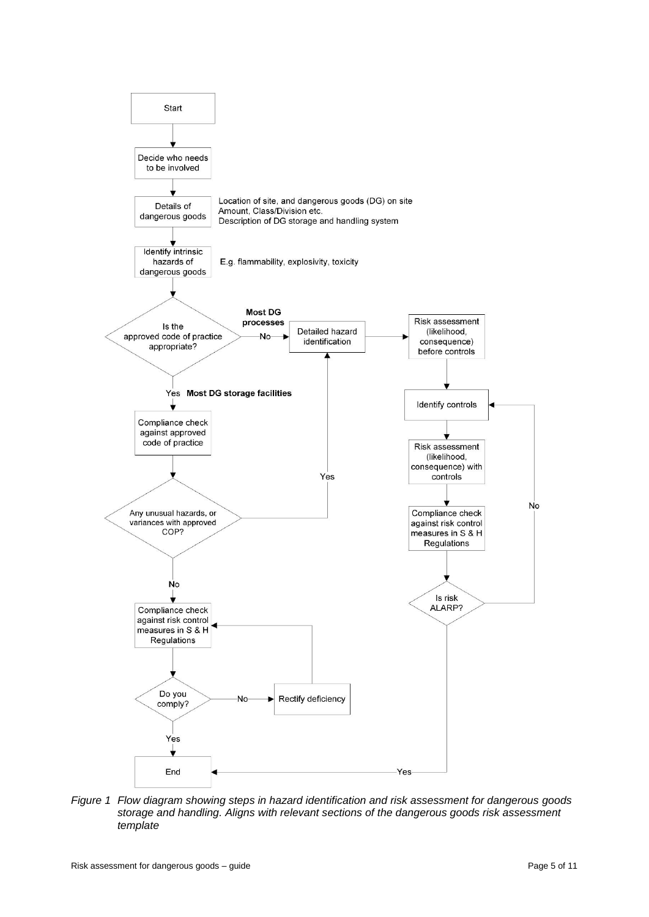Start

Decide who needs to be involved

Details of dangerous goods — Location of site, and dangerous goods (DG) on site. Amount, Class/Division etc. Description of DG storage and handling system

Identify intrinsic hazards of dangerous goods — E.g. flammability, explosivity, toxicity

Is the approved code of practice appropriate?

- **No** (**Most DG processes**) → Detailed hazard identification → Risk assessment (likelihood, consequence) before controls → Identify controls → Risk assessment (likelihood, consequence) with controls → Compliance check against risk control measures in S & H Regulations → Is risk ALARP?
  - No → Identify controls
  - Yes → End
- **Yes** (**Most DG storage facilities**) → Compliance check against approved code of practice → Any unusual hazards, or variances with approved COP?
  - Yes → Detailed hazard identification
  - No → Compliance check against risk control measures in S & H Regulations → Do you comply?
    - No → Rectify deficiency → Compliance check against risk control measures in S & H Regulations
    - Yes → End

*Figure 1 Flow diagram showing steps in hazard identification and risk assessment for dangerous goods storage and handling. Aligns with relevant sections of the dangerous goods risk assessment template*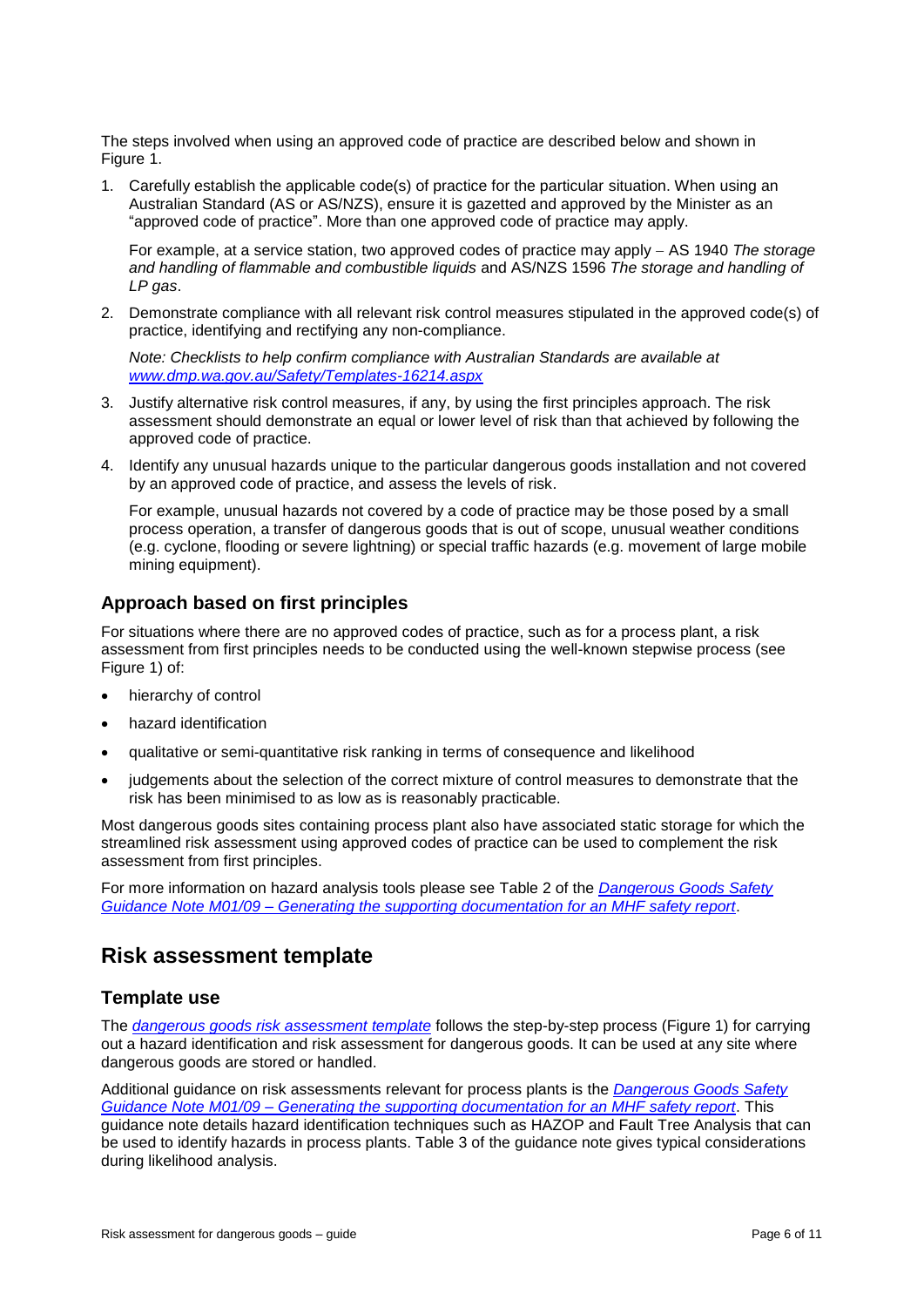The steps involved when using an approved code of practice are described below and shown in Figure 1.

1. Carefully establish the applicable code(s) of practice for the particular situation. When using an Australian Standard (AS or AS/NZS), ensure it is gazetted and approved by the Minister as an "approved code of practice". More than one approved code of practice may apply.

   For example, at a service station, two approved codes of practice may apply – AS 1940 *The storage and handling of flammable and combustible liquids* and AS/NZS 1596 *The storage and handling of LP gas*.

2. Demonstrate compliance with all relevant risk control measures stipulated in the approved code(s) of practice, identifying and rectifying any non-compliance.

   *Note: Checklists to help confirm compliance with Australian Standards are available at [www.dmp.wa.gov.au/Safety/Templates-16214.aspx](www.dmp.wa.gov.au/Safety/Templates-16214.aspx)*

3. Justify alternative risk control measures, if any, by using the first principles approach. The risk assessment should demonstrate an equal or lower level of risk than that achieved by following the approved code of practice.

4. Identify any unusual hazards unique to the particular dangerous goods installation and not covered by an approved code of practice, and assess the levels of risk.

   For example, unusual hazards not covered by a code of practice may be those posed by a small process operation, a transfer of dangerous goods that is out of scope, unusual weather conditions (e.g. cyclone, flooding or severe lightning) or special traffic hazards (e.g. movement of large mobile mining equipment).

### Approach based on first principles

For situations where there are no approved codes of practice, such as for a process plant, a risk assessment from first principles needs to be conducted using the well-known stepwise process (see Figure 1) of:

- hierarchy of control
- hazard identification
- qualitative or semi-quantitative risk ranking in terms of consequence and likelihood
- judgements about the selection of the correct mixture of control measures to demonstrate that the risk has been minimised to as low as is reasonably practicable.

Most dangerous goods sites containing process plant also have associated static storage for which the streamlined risk assessment using approved codes of practice can be used to complement the risk assessment from first principles.

For more information on hazard analysis tools please see Table 2 of the *Dangerous Goods Safety Guidance Note M01/09 – Generating the supporting documentation for an MHF safety report*.

## Risk assessment template

### Template use

The *dangerous goods risk assessment template* follows the step-by-step process (Figure 1) for carrying out a hazard identification and risk assessment for dangerous goods. It can be used at any site where dangerous goods are stored or handled.

Additional guidance on risk assessments relevant for process plants is the *Dangerous Goods Safety Guidance Note M01/09 – Generating the supporting documentation for an MHF safety report*. This guidance note details hazard identification techniques such as HAZOP and Fault Tree Analysis that can be used to identify hazards in process plants. Table 3 of the guidance note gives typical considerations during likelihood analysis.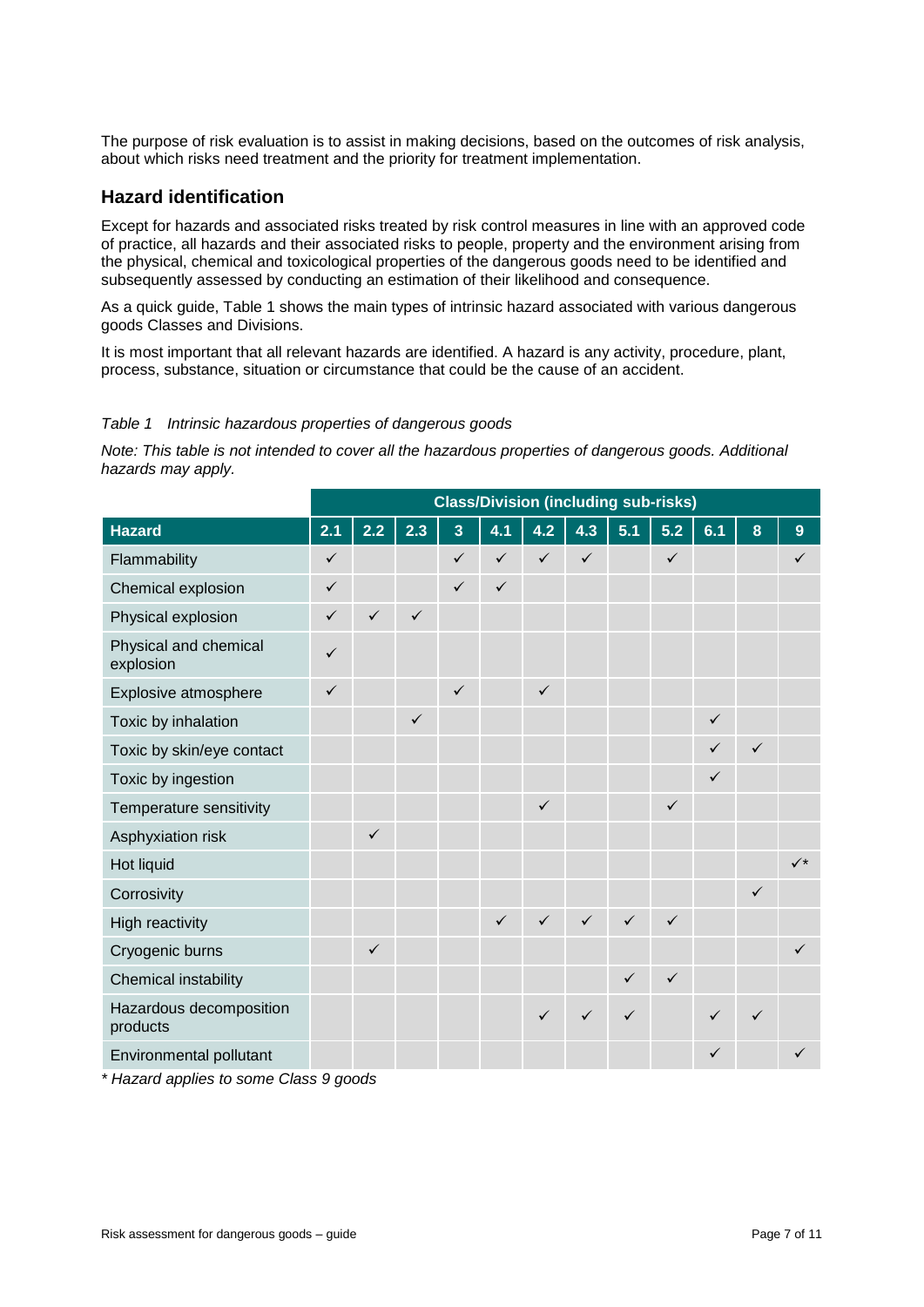The purpose of risk evaluation is to assist in making decisions, based on the outcomes of risk analysis, about which risks need treatment and the priority for treatment implementation.

## Hazard identification

Except for hazards and associated risks treated by risk control measures in line with an approved code of practice, all hazards and their associated risks to people, property and the environment arising from the physical, chemical and toxicological properties of the dangerous goods need to be identified and subsequently assessed by conducting an estimation of their likelihood and consequence.

As a quick guide, Table 1 shows the main types of intrinsic hazard associated with various dangerous goods Classes and Divisions.

It is most important that all relevant hazards are identified. A hazard is any activity, procedure, plant, process, substance, situation or circumstance that could be the cause of an accident.

*Table 1 Intrinsic hazardous properties of dangerous goods*

*Note: This table is not intended to cover all the hazardous properties of dangerous goods. Additional hazards may apply.*

| | Class/Division (including sub-risks) | | | | | | | | | | | |
|---|---|---|---|---|---|---|---|---|---|---|---|---|
| **Hazard** | **2.1** | **2.2** | **2.3** | **3** | **4.1** | **4.2** | **4.3** | **5.1** | **5.2** | **6.1** | **8** | **9** |
| Flammability | ✓ | | | ✓ | ✓ | ✓ | ✓ | | ✓ | | | ✓ |
| Chemical explosion | ✓ | | | ✓ | ✓ | | | | | | | |
| Physical explosion | ✓ | ✓ | ✓ | | | | | | | | | |
| Physical and chemical explosion | ✓ | | | | | | | | | | | |
| Explosive atmosphere | ✓ | | | ✓ | | ✓ | | | | | | |
| Toxic by inhalation | | | ✓ | | | | | | | ✓ | | |
| Toxic by skin/eye contact | | | | | | | | | | ✓ | ✓ | |
| Toxic by ingestion | | | | | | | | | | ✓ | | |
| Temperature sensitivity | | | | | | ✓ | | | ✓ | | | |
| Asphyxiation risk | | ✓ | | | | | | | | | | |
| Hot liquid | | | | | | | | | | | | ✓* |
| Corrosivity | | | | | | | | | | | ✓ | |
| High reactivity | | | | | ✓ | ✓ | ✓ | ✓ | ✓ | | | |
| Cryogenic burns | | ✓ | | | | | | | | | | ✓ |
| Chemical instability | | | | | | | | ✓ | ✓ | | | |
| Hazardous decomposition products | | | | | | ✓ | ✓ | ✓ | | ✓ | ✓ | |
| Environmental pollutant | | | | | | | | | | ✓ | | ✓ |

*\* Hazard applies to some Class 9 goods*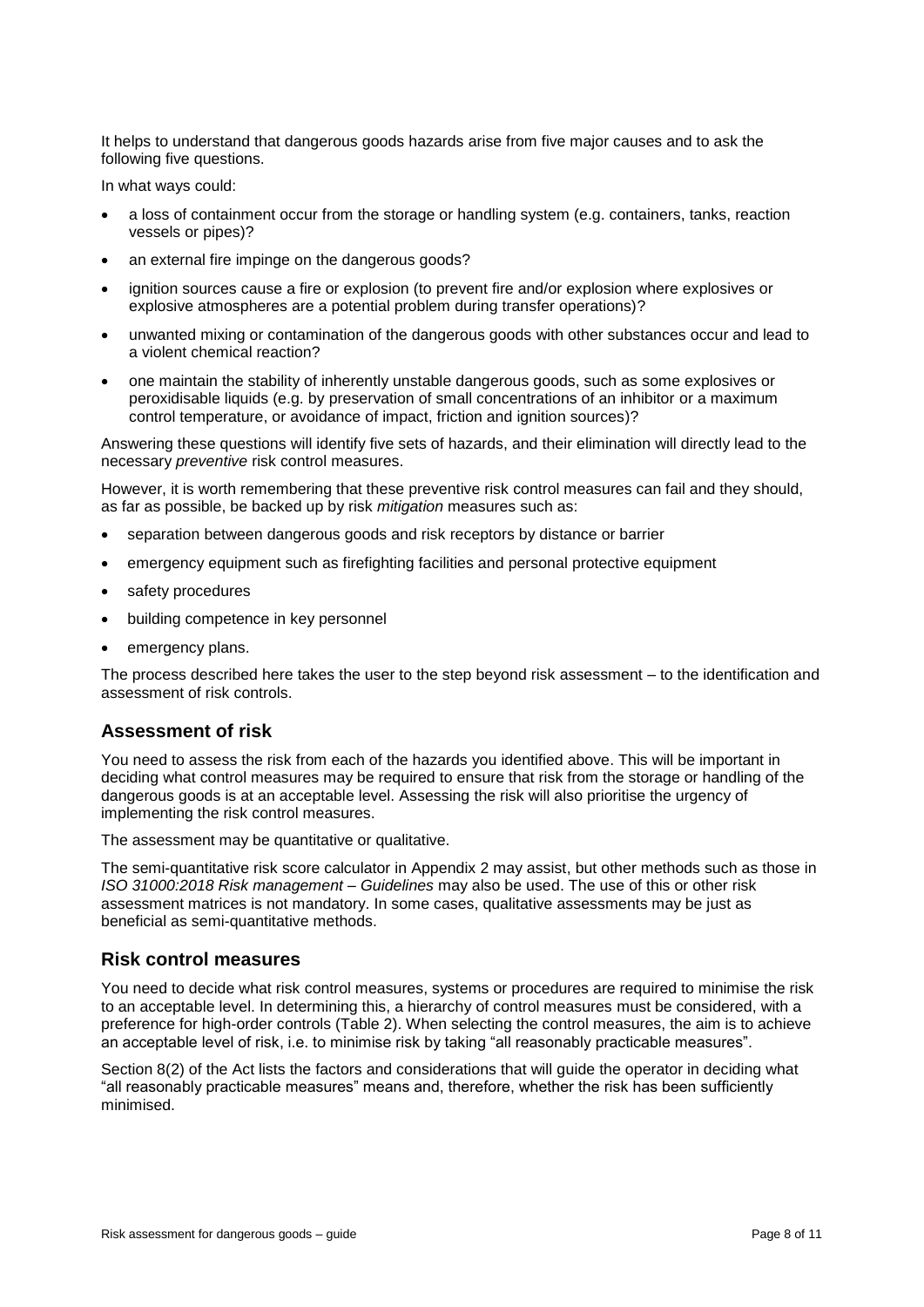It helps to understand that dangerous goods hazards arise from five major causes and to ask the following five questions.

In what ways could:

- a loss of containment occur from the storage or handling system (e.g. containers, tanks, reaction vessels or pipes)?
- an external fire impinge on the dangerous goods?
- ignition sources cause a fire or explosion (to prevent fire and/or explosion where explosives or explosive atmospheres are a potential problem during transfer operations)?
- unwanted mixing or contamination of the dangerous goods with other substances occur and lead to a violent chemical reaction?
- one maintain the stability of inherently unstable dangerous goods, such as some explosives or peroxidisable liquids (e.g. by preservation of small concentrations of an inhibitor or a maximum control temperature, or avoidance of impact, friction and ignition sources)?

Answering these questions will identify five sets of hazards, and their elimination will directly lead to the necessary *preventive* risk control measures.

However, it is worth remembering that these preventive risk control measures can fail and they should, as far as possible, be backed up by risk *mitigation* measures such as:

- separation between dangerous goods and risk receptors by distance or barrier
- emergency equipment such as firefighting facilities and personal protective equipment
- safety procedures
- building competence in key personnel
- emergency plans.

The process described here takes the user to the step beyond risk assessment – to the identification and assessment of risk controls.

## Assessment of risk

You need to assess the risk from each of the hazards you identified above. This will be important in deciding what control measures may be required to ensure that risk from the storage or handling of the dangerous goods is at an acceptable level. Assessing the risk will also prioritise the urgency of implementing the risk control measures.

The assessment may be quantitative or qualitative.

The semi-quantitative risk score calculator in Appendix 2 may assist, but other methods such as those in *ISO 31000:2018 Risk management – Guidelines* may also be used. The use of this or other risk assessment matrices is not mandatory. In some cases, qualitative assessments may be just as beneficial as semi-quantitative methods.

## Risk control measures

You need to decide what risk control measures, systems or procedures are required to minimise the risk to an acceptable level. In determining this, a hierarchy of control measures must be considered, with a preference for high-order controls (Table 2). When selecting the control measures, the aim is to achieve an acceptable level of risk, i.e. to minimise risk by taking "all reasonably practicable measures".

Section 8(2) of the Act lists the factors and considerations that will guide the operator in deciding what "all reasonably practicable measures" means and, therefore, whether the risk has been sufficiently minimised.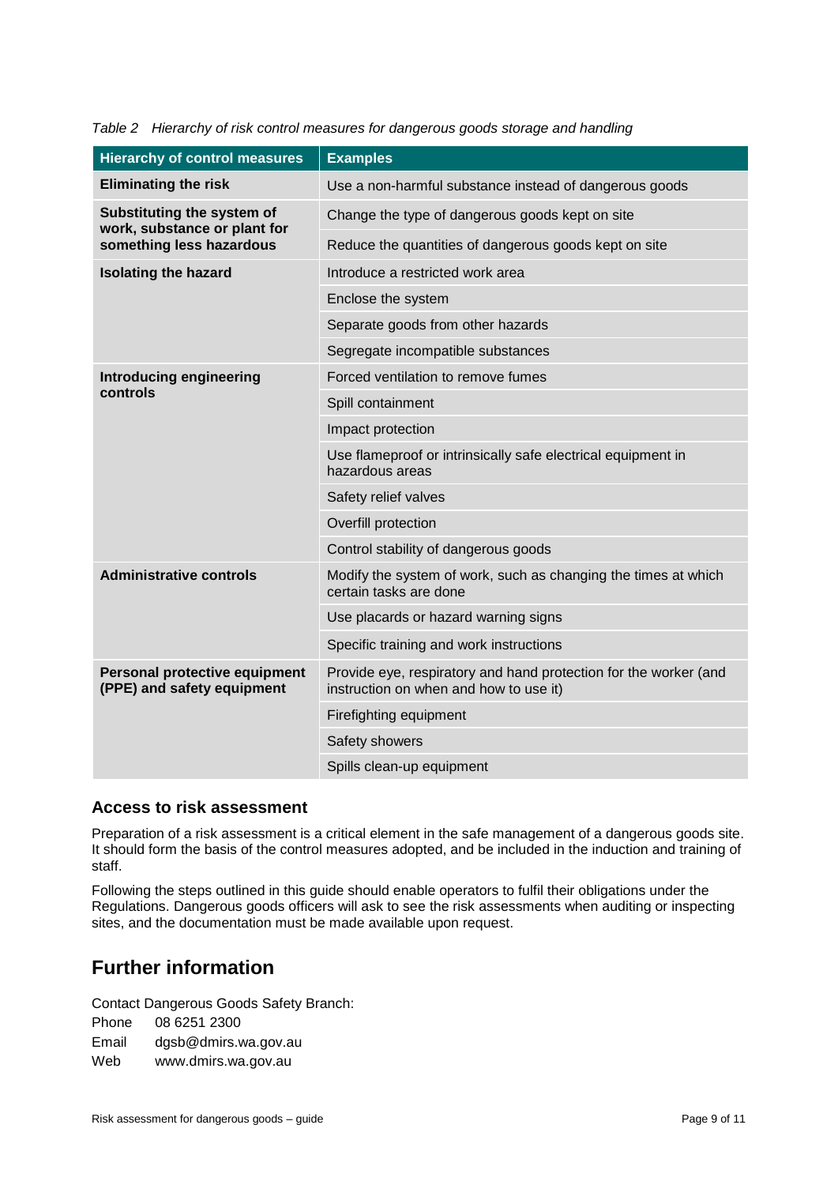*Table 2 Hierarchy of risk control measures for dangerous goods storage and handling*

| Hierarchy of control measures | Examples |
|---|---|
| **Eliminating the risk** | Use a non-harmful substance instead of dangerous goods |
| **Substituting the system of work, substance or plant for something less hazardous** | Change the type of dangerous goods kept on site |
| | Reduce the quantities of dangerous goods kept on site |
| **Isolating the hazard** | Introduce a restricted work area |
| | Enclose the system |
| | Separate goods from other hazards |
| | Segregate incompatible substances |
| **Introducing engineering controls** | Forced ventilation to remove fumes |
| | Spill containment |
| | Impact protection |
| | Use flameproof or intrinsically safe electrical equipment in hazardous areas |
| | Safety relief valves |
| | Overfill protection |
| | Control stability of dangerous goods |
| **Administrative controls** | Modify the system of work, such as changing the times at which certain tasks are done |
| | Use placards or hazard warning signs |
| | Specific training and work instructions |
| **Personal protective equipment (PPE) and safety equipment** | Provide eye, respiratory and hand protection for the worker (and instruction on when and how to use it) |
| | Firefighting equipment |
| | Safety showers |
| | Spills clean-up equipment |

### Access to risk assessment

Preparation of a risk assessment is a critical element in the safe management of a dangerous goods site. It should form the basis of the control measures adopted, and be included in the induction and training of staff.

Following the steps outlined in this guide should enable operators to fulfil their obligations under the Regulations. Dangerous goods officers will ask to see the risk assessments when auditing or inspecting sites, and the documentation must be made available upon request.

## Further information

Contact Dangerous Goods Safety Branch:

Phone 08 6251 2300
Email dgsb@dmirs.wa.gov.au
Web www.dmirs.wa.gov.au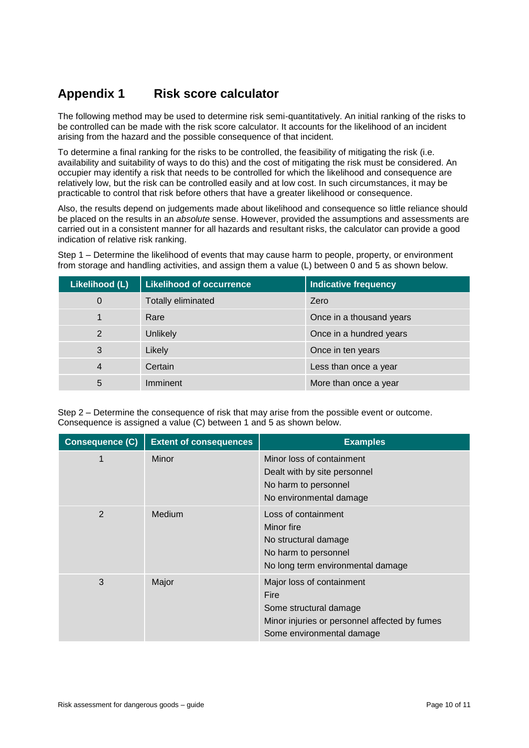## Appendix 1 Risk score calculator

The following method may be used to determine risk semi-quantitatively. An initial ranking of the risks to be controlled can be made with the risk score calculator. It accounts for the likelihood of an incident arising from the hazard and the possible consequence of that incident.

To determine a final ranking for the risks to be controlled, the feasibility of mitigating the risk (i.e. availability and suitability of ways to do this) and the cost of mitigating the risk must be considered. An occupier may identify a risk that needs to be controlled for which the likelihood and consequence are relatively low, but the risk can be controlled easily and at low cost. In such circumstances, it may be practicable to control that risk before others that have a greater likelihood or consequence.

Also, the results depend on judgements made about likelihood and consequence so little reliance should be placed on the results in an *absolute* sense. However, provided the assumptions and assessments are carried out in a consistent manner for all hazards and resultant risks, the calculator can provide a good indication of relative risk ranking.

Step 1 – Determine the likelihood of events that may cause harm to people, property, or environment from storage and handling activities, and assign them a value (L) between 0 and 5 as shown below.

| Likelihood (L) | Likelihood of occurrence | Indicative frequency |
|---|---|---|
| 0 | Totally eliminated | Zero |
| 1 | Rare | Once in a thousand years |
| 2 | Unlikely | Once in a hundred years |
| 3 | Likely | Once in ten years |
| 4 | Certain | Less than once a year |
| 5 | Imminent | More than once a year |

Step 2 – Determine the consequence of risk that may arise from the possible event or outcome. Consequence is assigned a value (C) between 1 and 5 as shown below.

| Consequence (C) | Extent of consequences | Examples |
|---|---|---|
| 1 | Minor | Minor loss of containment<br>Dealt with by site personnel<br>No harm to personnel<br>No environmental damage |
| 2 | Medium | Loss of containment<br>Minor fire<br>No structural damage<br>No harm to personnel<br>No long term environmental damage |
| 3 | Major | Major loss of containment<br>Fire<br>Some structural damage<br>Minor injuries or personnel affected by fumes<br>Some environmental damage |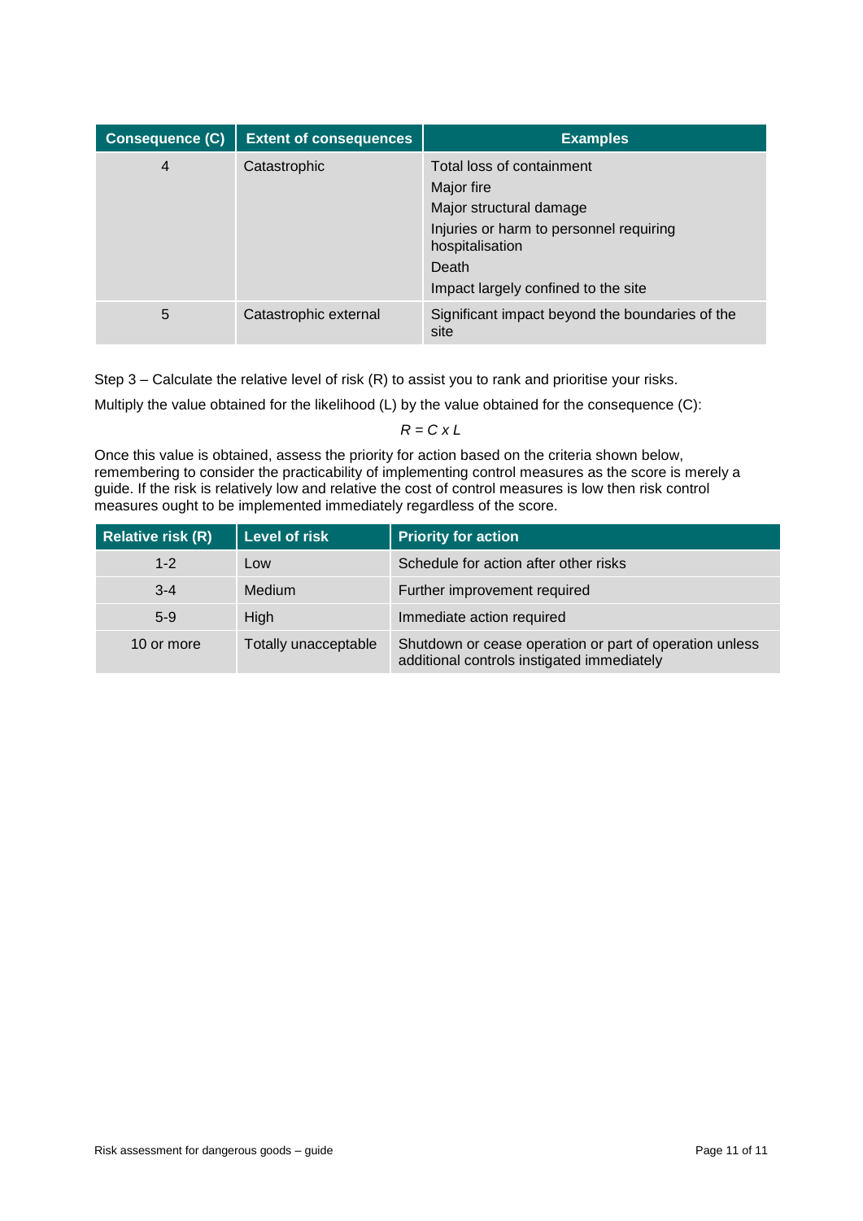| Consequence (C) | Extent of consequences | Examples |
|---|---|---|
| 4 | Catastrophic | Total loss of containment<br>Major fire<br>Major structural damage<br>Injuries or harm to personnel requiring hospitalisation<br>Death<br>Impact largely confined to the site |
| 5 | Catastrophic external | Significant impact beyond the boundaries of the site |

Step 3 – Calculate the relative level of risk (R) to assist you to rank and prioritise your risks.

Multiply the value obtained for the likelihood (L) by the value obtained for the consequence (C):

$$R = C \times L$$

Once this value is obtained, assess the priority for action based on the criteria shown below, remembering to consider the practicability of implementing control measures as the score is merely a guide. If the risk is relatively low and relative the cost of control measures is low then risk control measures ought to be implemented immediately regardless of the score.

| Relative risk (R) | Level of risk | Priority for action |
|---|---|---|
| 1-2 | Low | Schedule for action after other risks |
| 3-4 | Medium | Further improvement required |
| 5-9 | High | Immediate action required |
| 10 or more | Totally unacceptable | Shutdown or cease operation or part of operation unless additional controls instigated immediately |